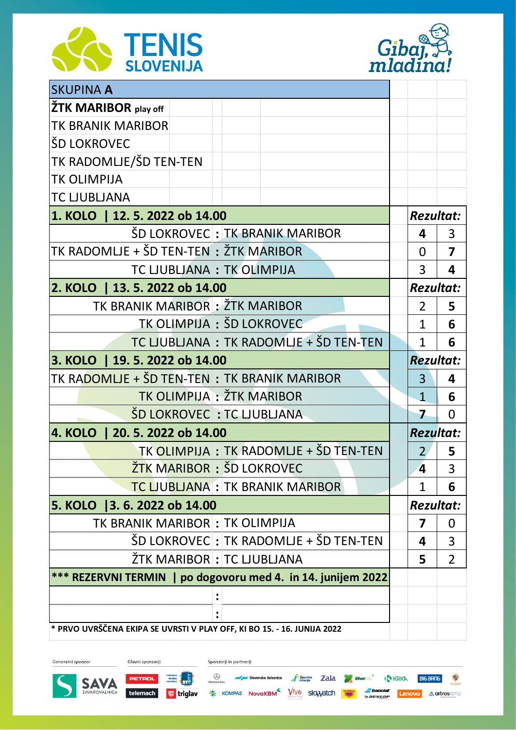# TENIS SLOVENIJA

Gibaj, mladina!

| SKUPINA **A** | | | | |
|---|---|---|---|---|
| **ŽTK MARIBOR** play off | | | | |
| TK BRANIK MARIBOR | | | | |
| ŠD LOKROVEC | | | | |
| TK RADOMLJE/ŠD TEN-TEN | | | | |
| TK OLIMPIJA | | | | |
| TC LJUBLJANA | | | | |

| **1. KOLO \| 12. 5. 2022 ob 14.00** | | | ***Rezultat:*** | |
|---|---|---|---|---|
| ŠD LOKROVEC | : | TK BRANIK MARIBOR | **4** | 3 |
| TK RADOMLJE + ŠD TEN-TEN | : | ŽTK MARIBOR | 0 | **7** |
| TC LJUBLJANA | : | TK OLIMPIJA | 3 | **4** |
| **2. KOLO \| 13. 5. 2022 ob 14.00** | | | ***Rezultat:*** | |
| TK BRANIK MARIBOR | : | ŽTK MARIBOR | 2 | **5** |
| TK OLIMPIJA | : | ŠD LOKROVEC | 1 | **6** |
| TC LJUBLJANA | : | TK RADOMLJE + ŠD TEN-TEN | 1 | **6** |
| **3. KOLO \| 19. 5. 2022 ob 14.00** | | | ***Rezultat:*** | |
| TK RADOMLJE + ŠD TEN-TEN | : | TK BRANIK MARIBOR | 3 | **4** |
| TK OLIMPIJA | : | ŽTK MARIBOR | 1 | **6** |
| ŠD LOKROVEC | : | TC LJUBLJANA | **7** | 0 |
| **4. KOLO \| 20. 5. 2022 ob 14.00** | | | ***Rezultat:*** | |
| TK OLIMPIJA | : | TK RADOMLJE + ŠD TEN-TEN | 2 | **5** |
| ŽTK MARIBOR | : | ŠD LOKROVEC | **4** | 3 |
| TC LJUBLJANA | : | TK BRANIK MARIBOR | 1 | **6** |
| **5. KOLO \|3. 6. 2022 ob 14.00** | | | ***Rezultat:*** | |
| TK BRANIK MARIBOR | : | TK OLIMPIJA | **7** | 0 |
| ŠD LOKROVEC | : | TK RADOMLJE + ŠD TEN-TEN | **4** | 3 |
| ŽTK MARIBOR | : | TC LJUBLJANA | **5** | 2 |
| **\*\*\* REZERVNI TERMIN \| po dogovoru med 4. in 14. junijem 2022** | | | | |
| | : | | | |
| | : | | | |

**\* PRVO UVRŠČENA EKIPA SE UVRSTI V PLAY OFF, KI BO 15. - 16. JUNIJA 2022**

Generalni sponzor: SAVA ZAVAROVALNICA

Glavni sponzorji: PETROL, BTC, telemach, triglav

Sponzorji in partnerji: Mercedes-Benz, Slovenske železnice, Športna loterija, Zala, Žiher, KRKA, BIG BANG, KOMPAS, NovaKBM, Vivo, slowatch, Babolat, DUNLOP, Lenovo, artrosreha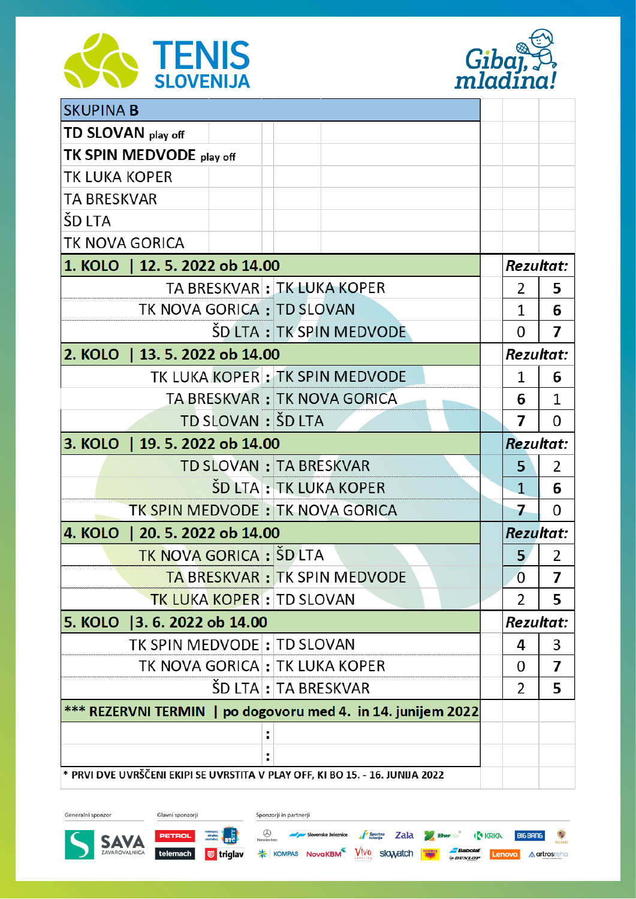# TENIS SLOVENIJA

Gibaj, mladina!

## SKUPINA B

- **TD SLOVAN** play off
- **TK SPIN MEDVODE** play off
- TK LUKA KOPER
- TA BRESKVAR
- ŠD LTA
- TK NOVA GORICA

| | | | Rezultat: | |
|---|---|---|---|---|
| **1. KOLO \| 12. 5. 2022 ob 14.00** | | | | |
| TA BRESKVAR | : | TK LUKA KOPER | 2 | **5** |
| TK NOVA GORICA | : | TD SLOVAN | 1 | **6** |
| ŠD LTA | : | TK SPIN MEDVODE | 0 | **7** |
| **2. KOLO \| 13. 5. 2022 ob 14.00** | | | **Rezultat:** | |
| TK LUKA KOPER | : | TK SPIN MEDVODE | 1 | **6** |
| TA BRESKVAR | : | TK NOVA GORICA | **6** | 1 |
| TD SLOVAN | : | ŠD LTA | **7** | 0 |
| **3. KOLO \| 19. 5. 2022 ob 14.00** | | | **Rezultat:** | |
| TD SLOVAN | : | TA BRESKVAR | **5** | 2 |
| ŠD LTA | : | TK LUKA KOPER | 1 | **6** |
| TK SPIN MEDVODE | : | TK NOVA GORICA | **7** | 0 |
| **4. KOLO \| 20. 5. 2022 ob 14.00** | | | **Rezultat:** | |
| TK NOVA GORICA | : | ŠD LTA | **5** | 2 |
| TA BRESKVAR | : | TK SPIN MEDVODE | 0 | **7** |
| TK LUKA KOPER | : | TD SLOVAN | 2 | **5** |
| **5. KOLO \|3. 6. 2022 ob 14.00** | | | **Rezultat:** | |
| TK SPIN MEDVODE | : | TD SLOVAN | **4** | 3 |
| TK NOVA GORICA | : | TK LUKA KOPER | 0 | **7** |
| ŠD LTA | : | TA BRESKVAR | 2 | **5** |
| **\*\*\* REZERVNI TERMIN \| po dogovoru med 4. in 14. junijem 2022** | | | | |
| | : | | | |
| | : | | | |

\* PRVI DVE UVRŠČENI EKIPI SE UVRSTITA V PLAY OFF, KI BO 15. - 16. JUNIJA 2022

Generalni sponzor: SAVA ZAVAROVALNICA

Glavni sponzorji: PETROL, BTC, telemach, triglav

Sponzorji in partnerji: Mercedes-Benz, Slovenske železnice, Športna loterija, Zala, Žito, KRKA, BIG BANG, KOMPAS, NovaKBM, Vivo, slowatch, Babolat, DUNLOP, Lenovo, artrosreha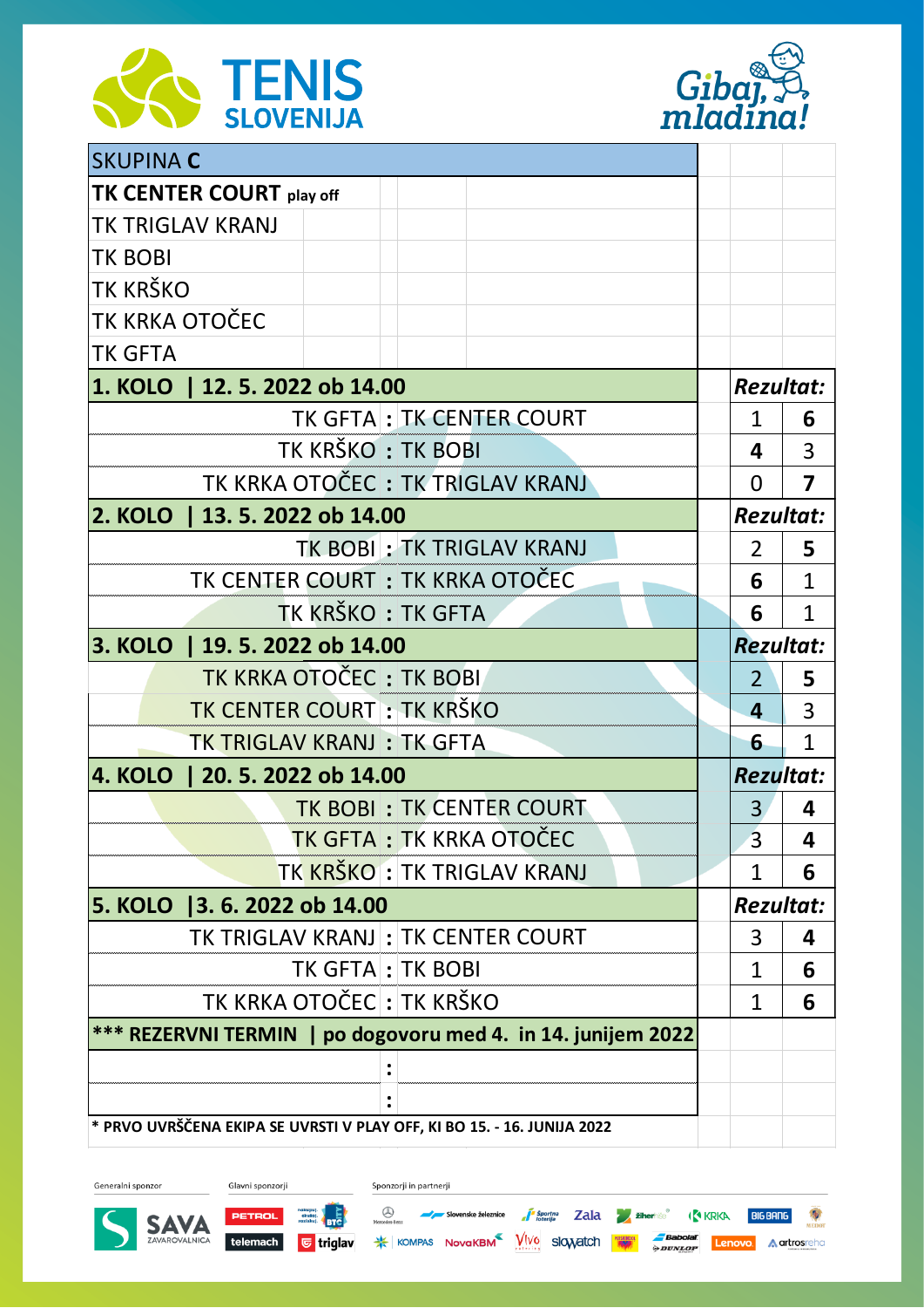# TENIS SLOVENIJA

Gibaj, mladina!

| SKUPINA C |
|---|
| **TK CENTER COURT** play off |
| TK TRIGLAV KRANJ |
| TK BOBI |
| TK KRŠKO |
| TK KRKA OTOČEC |
| TK GFTA |

| | | | Rezultat: | |
|---|---|---|---|---|
| **1. KOLO \| 12. 5. 2022 ob 14.00** | | | | |
| TK GFTA | : | TK CENTER COURT | 1 | **6** |
| TK KRŠKO | : | TK BOBI | **4** | 3 |
| TK KRKA OTOČEC | : | TK TRIGLAV KRANJ | 0 | **7** |
| **2. KOLO \| 13. 5. 2022 ob 14.00** | | | **Rezultat:** | |
| TK BOBI | : | TK TRIGLAV KRANJ | 2 | **5** |
| TK CENTER COURT | : | TK KRKA OTOČEC | **6** | 1 |
| TK KRŠKO | : | TK GFTA | **6** | 1 |
| **3. KOLO \| 19. 5. 2022 ob 14.00** | | | **Rezultat:** | |
| TK KRKA OTOČEC | : | TK BOBI | 2 | **5** |
| TK CENTER COURT | : | TK KRŠKO | **4** | 3 |
| TK TRIGLAV KRANJ | : | TK GFTA | **6** | 1 |
| **4. KOLO \| 20. 5. 2022 ob 14.00** | | | **Rezultat:** | |
| TK BOBI | : | TK CENTER COURT | 3 | **4** |
| TK GFTA | : | TK KRKA OTOČEC | 3 | **4** |
| TK KRŠKO | : | TK TRIGLAV KRANJ | 1 | **6** |
| **5. KOLO \|3. 6. 2022 ob 14.00** | | | **Rezultat:** | |
| TK TRIGLAV KRANJ | : | TK CENTER COURT | 3 | **4** |
| TK GFTA | : | TK BOBI | 1 | **6** |
| TK KRKA OTOČEC | : | TK KRŠKO | 1 | **6** |
| **\*\*\* REZERVNI TERMIN \| po dogovoru med 4. in 14. junijem 2022** | | | | |
| | : | | | |
| | : | | | |

**\* PRVO UVRŠČENA EKIPA SE UVRSTI V PLAY OFF, KI BO 15. - 16. JUNIJA 2022**

Generalni sponzor: SAVA ZAVAROVALNICA

Glavni sponzorji: PETROL, BTC, telemach, triglav

Sponzorji in partnerji: Mercedes-Benz, Slovenske železnice, Športna loterija, Zala, žherlife, KRKA, BIG BANG, KOMPAS, NovaKBM, Vivo, slowatch, Babolat, DUNLOP, Lenovo, artrosreha